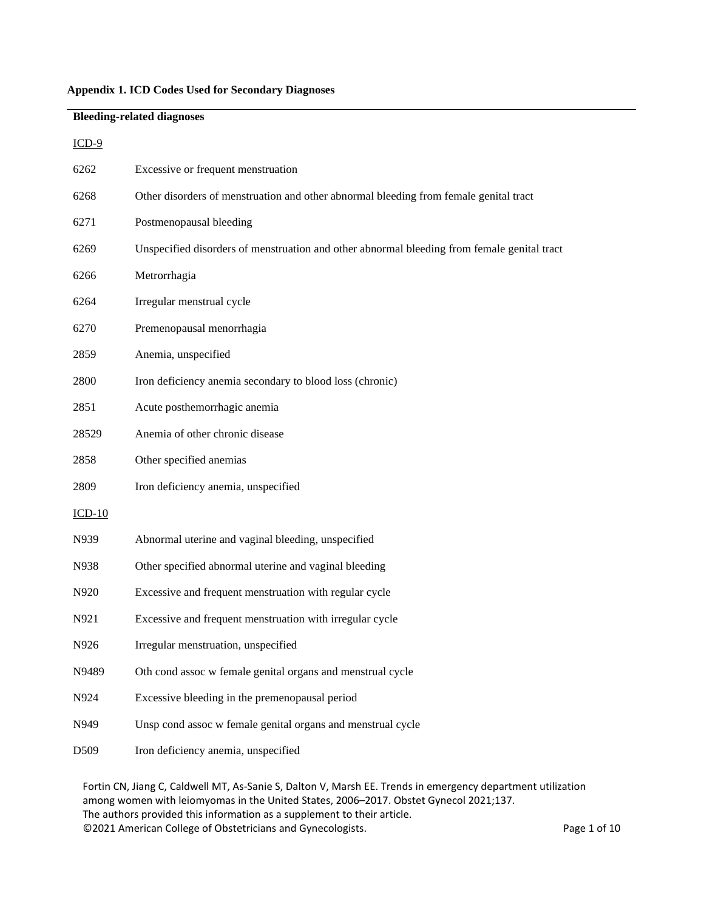**Appendix 1. ICD Codes Used for Secondary Diagnoses**

**Bleeding-related diagnoses**

ICD-9

| Code | Description |
|---|---|
| 6262 | Excessive or frequent menstruation |
| 6268 | Other disorders of menstruation and other abnormal bleeding from female genital tract |
| 6271 | Postmenopausal bleeding |
| 6269 | Unspecified disorders of menstruation and other abnormal bleeding from female genital tract |
| 6266 | Metrorrhagia |
| 6264 | Irregular menstrual cycle |
| 6270 | Premenopausal menorrhagia |
| 2859 | Anemia, unspecified |
| 2800 | Iron deficiency anemia secondary to blood loss (chronic) |
| 2851 | Acute posthemorrhagic anemia |
| 28529 | Anemia of other chronic disease |
| 2858 | Other specified anemias |
| 2809 | Iron deficiency anemia, unspecified |

ICD-10

| Code | Description |
|---|---|
| N939 | Abnormal uterine and vaginal bleeding, unspecified |
| N938 | Other specified abnormal uterine and vaginal bleeding |
| N920 | Excessive and frequent menstruation with regular cycle |
| N921 | Excessive and frequent menstruation with irregular cycle |
| N926 | Irregular menstruation, unspecified |
| N9489 | Oth cond assoc w female genital organs and menstrual cycle |
| N924 | Excessive bleeding in the premenopausal period |
| N949 | Unsp cond assoc w female genital organs and menstrual cycle |
| D509 | Iron deficiency anemia, unspecified |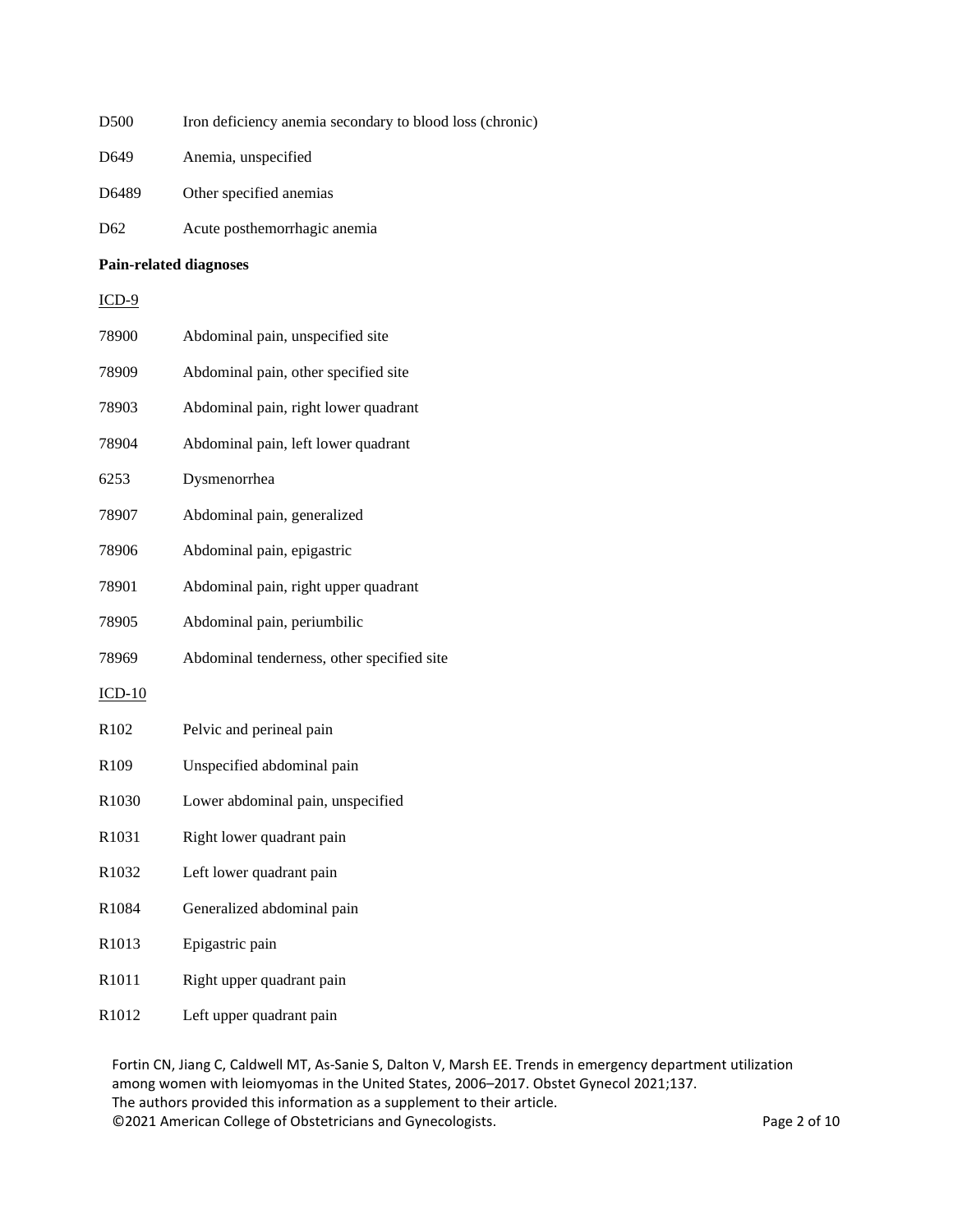D500 Iron deficiency anemia secondary to blood loss (chronic)

D649 Anemia, unspecified

D6489 Other specified anemias

D62 Acute posthemorrhagic anemia

**Pain-related diagnoses**

ICD-9

78900 Abdominal pain, unspecified site

78909 Abdominal pain, other specified site

78903 Abdominal pain, right lower quadrant

78904 Abdominal pain, left lower quadrant

6253 Dysmenorrhea

78907 Abdominal pain, generalized

78906 Abdominal pain, epigastric

78901 Abdominal pain, right upper quadrant

78905 Abdominal pain, periumbilic

78969 Abdominal tenderness, other specified site

ICD-10

R102 Pelvic and perineal pain

R109 Unspecified abdominal pain

R1030 Lower abdominal pain, unspecified

R1031 Right lower quadrant pain

R1032 Left lower quadrant pain

R1084 Generalized abdominal pain

R1013 Epigastric pain

R1011 Right upper quadrant pain

R1012 Left upper quadrant pain

Fortin CN, Jiang C, Caldwell MT, As-Sanie S, Dalton V, Marsh EE. Trends in emergency department utilization among women with leiomyomas in the United States, 2006–2017. Obstet Gynecol 2021;137.
The authors provided this information as a supplement to their article.
©2021 American College of Obstetricians and Gynecologists.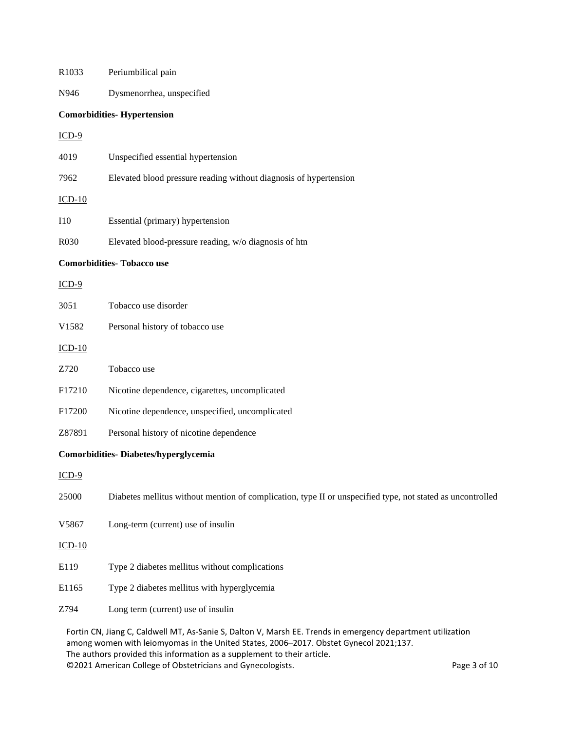R1033 Periumbilical pain

N946 Dysmenorrhea, unspecified

**Comorbidities- Hypertension**

ICD-9

4019 Unspecified essential hypertension

7962 Elevated blood pressure reading without diagnosis of hypertension

ICD-10

I10 Essential (primary) hypertension

R030 Elevated blood-pressure reading, w/o diagnosis of htn

**Comorbidities- Tobacco use**

ICD-9

3051 Tobacco use disorder

V1582 Personal history of tobacco use

ICD-10

Z720 Tobacco use

F17210 Nicotine dependence, cigarettes, uncomplicated

F17200 Nicotine dependence, unspecified, uncomplicated

Z87891 Personal history of nicotine dependence

**Comorbidities- Diabetes/hyperglycemia**

ICD-9

25000 Diabetes mellitus without mention of complication, type II or unspecified type, not stated as uncontrolled

V5867 Long-term (current) use of insulin

ICD-10

E119 Type 2 diabetes mellitus without complications

E1165 Type 2 diabetes mellitus with hyperglycemia

Z794 Long term (current) use of insulin

Fortin CN, Jiang C, Caldwell MT, As-Sanie S, Dalton V, Marsh EE. Trends in emergency department utilization among women with leiomyomas in the United States, 2006–2017. Obstet Gynecol 2021;137.
The authors provided this information as a supplement to their article.
©2021 American College of Obstetricians and Gynecologists.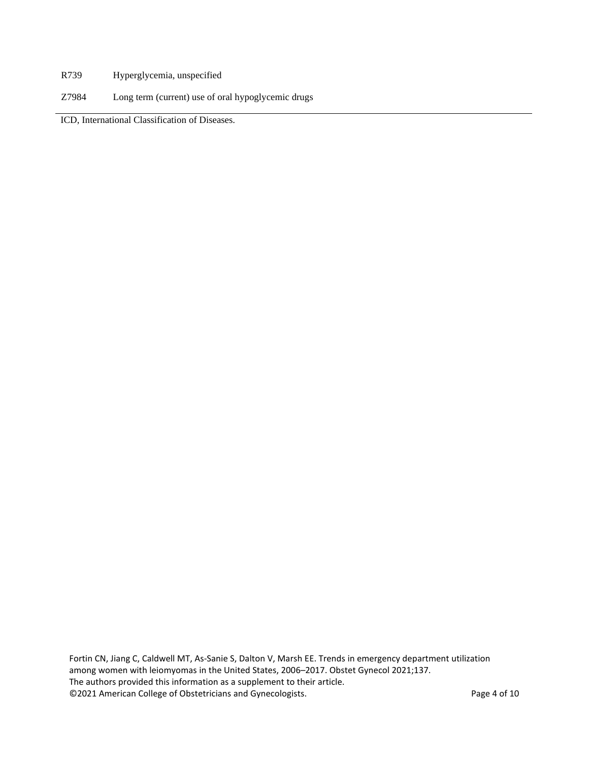| | |
|---|---|
| R739 | Hyperglycemia, unspecified |
| Z7984 | Long term (current) use of oral hypoglycemic drugs |

ICD, International Classification of Diseases.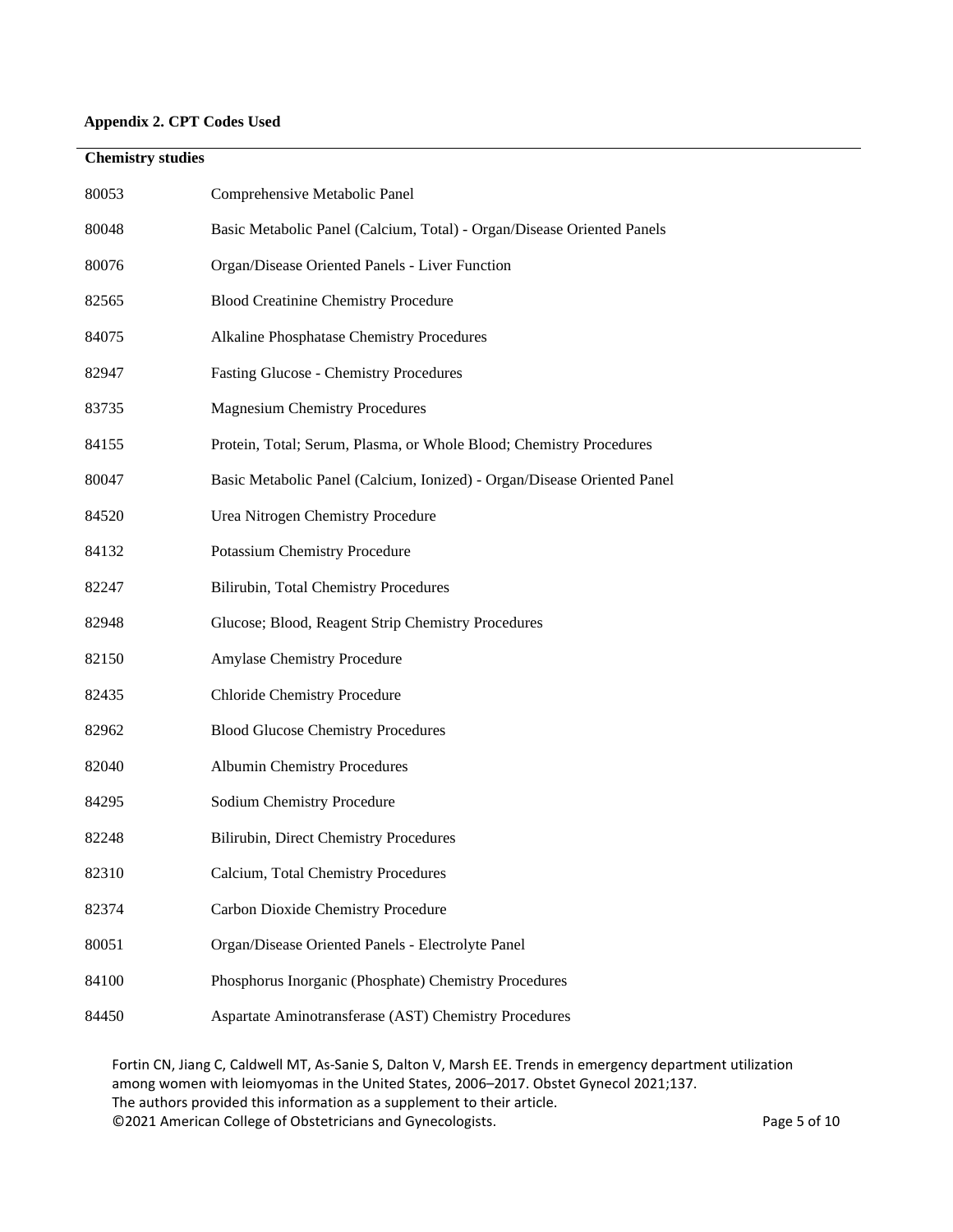**Appendix 2. CPT Codes Used**

| **Chemistry studies** | |
|---|---|
| 80053 | Comprehensive Metabolic Panel |
| 80048 | Basic Metabolic Panel (Calcium, Total) - Organ/Disease Oriented Panels |
| 80076 | Organ/Disease Oriented Panels - Liver Function |
| 82565 | Blood Creatinine Chemistry Procedure |
| 84075 | Alkaline Phosphatase Chemistry Procedures |
| 82947 | Fasting Glucose - Chemistry Procedures |
| 83735 | Magnesium Chemistry Procedures |
| 84155 | Protein, Total; Serum, Plasma, or Whole Blood; Chemistry Procedures |
| 80047 | Basic Metabolic Panel (Calcium, Ionized) - Organ/Disease Oriented Panel |
| 84520 | Urea Nitrogen Chemistry Procedure |
| 84132 | Potassium Chemistry Procedure |
| 82247 | Bilirubin, Total Chemistry Procedures |
| 82948 | Glucose; Blood, Reagent Strip Chemistry Procedures |
| 82150 | Amylase Chemistry Procedure |
| 82435 | Chloride Chemistry Procedure |
| 82962 | Blood Glucose Chemistry Procedures |
| 82040 | Albumin Chemistry Procedures |
| 84295 | Sodium Chemistry Procedure |
| 82248 | Bilirubin, Direct Chemistry Procedures |
| 82310 | Calcium, Total Chemistry Procedures |
| 82374 | Carbon Dioxide Chemistry Procedure |
| 80051 | Organ/Disease Oriented Panels - Electrolyte Panel |
| 84100 | Phosphorus Inorganic (Phosphate) Chemistry Procedures |
| 84450 | Aspartate Aminotransferase (AST) Chemistry Procedures |

Fortin CN, Jiang C, Caldwell MT, As-Sanie S, Dalton V, Marsh EE. Trends in emergency department utilization among women with leiomyomas in the United States, 2006–2017. Obstet Gynecol 2021;137.
The authors provided this information as a supplement to their article.
©2021 American College of Obstetricians and Gynecologists.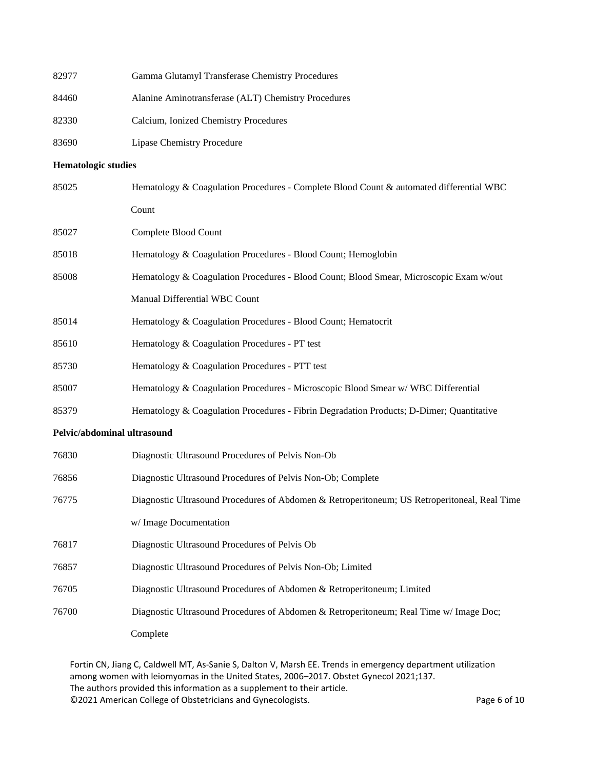| | |
|---|---|
| 82977 | Gamma Glutamyl Transferase Chemistry Procedures |
| 84460 | Alanine Aminotransferase (ALT) Chemistry Procedures |
| 82330 | Calcium, Ionized Chemistry Procedures |
| 83690 | Lipase Chemistry Procedure |

**Hematologic studies**

| | |
|---|---|
| 85025 | Hematology & Coagulation Procedures - Complete Blood Count & automated differential WBC Count |
| 85027 | Complete Blood Count |
| 85018 | Hematology & Coagulation Procedures - Blood Count; Hemoglobin |
| 85008 | Hematology & Coagulation Procedures - Blood Count; Blood Smear, Microscopic Exam w/out Manual Differential WBC Count |
| 85014 | Hematology & Coagulation Procedures - Blood Count; Hematocrit |
| 85610 | Hematology & Coagulation Procedures - PT test |
| 85730 | Hematology & Coagulation Procedures - PTT test |
| 85007 | Hematology & Coagulation Procedures - Microscopic Blood Smear w/ WBC Differential |
| 85379 | Hematology & Coagulation Procedures - Fibrin Degradation Products; D-Dimer; Quantitative |

**Pelvic/abdominal ultrasound**

| | |
|---|---|
| 76830 | Diagnostic Ultrasound Procedures of Pelvis Non-Ob |
| 76856 | Diagnostic Ultrasound Procedures of Pelvis Non-Ob; Complete |
| 76775 | Diagnostic Ultrasound Procedures of Abdomen & Retroperitoneum; US Retroperitoneal, Real Time w/ Image Documentation |
| 76817 | Diagnostic Ultrasound Procedures of Pelvis Ob |
| 76857 | Diagnostic Ultrasound Procedures of Pelvis Non-Ob; Limited |
| 76705 | Diagnostic Ultrasound Procedures of Abdomen & Retroperitoneum; Limited |
| 76700 | Diagnostic Ultrasound Procedures of Abdomen & Retroperitoneum; Real Time w/ Image Doc; Complete |

Fortin CN, Jiang C, Caldwell MT, As-Sanie S, Dalton V, Marsh EE. Trends in emergency department utilization among women with leiomyomas in the United States, 2006–2017. Obstet Gynecol 2021;137.
The authors provided this information as a supplement to their article.
©2021 American College of Obstetricians and Gynecologists.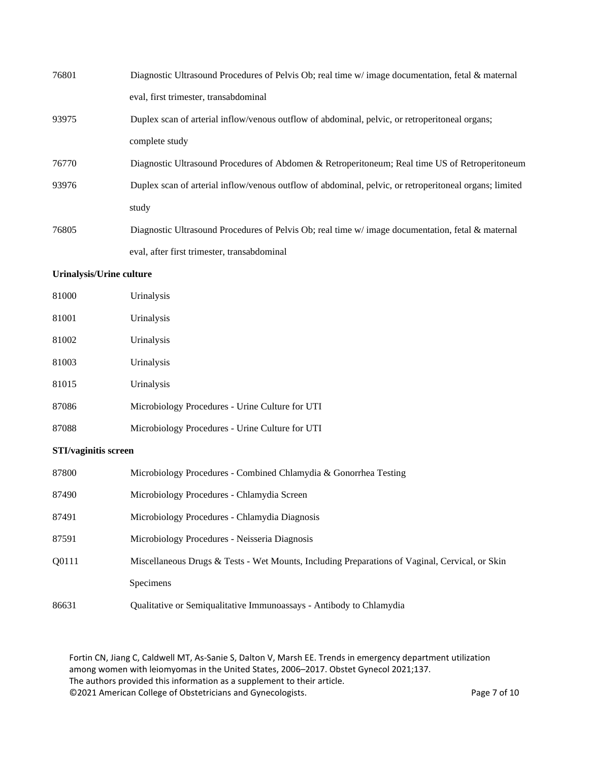| | |
|---|---|
| 76801 | Diagnostic Ultrasound Procedures of Pelvis Ob; real time w/ image documentation, fetal & maternal eval, first trimester, transabdominal |
| 93975 | Duplex scan of arterial inflow/venous outflow of abdominal, pelvic, or retroperitoneal organs; complete study |
| 76770 | Diagnostic Ultrasound Procedures of Abdomen & Retroperitoneum; Real time US of Retroperitoneum |
| 93976 | Duplex scan of arterial inflow/venous outflow of abdominal, pelvic, or retroperitoneal organs; limited study |
| 76805 | Diagnostic Ultrasound Procedures of Pelvis Ob; real time w/ image documentation, fetal & maternal eval, after first trimester, transabdominal |

**Urinalysis/Urine culture**

| | |
|---|---|
| 81000 | Urinalysis |
| 81001 | Urinalysis |
| 81002 | Urinalysis |
| 81003 | Urinalysis |
| 81015 | Urinalysis |
| 87086 | Microbiology Procedures - Urine Culture for UTI |
| 87088 | Microbiology Procedures - Urine Culture for UTI |

**STI/vaginitis screen**

| | |
|---|---|
| 87800 | Microbiology Procedures - Combined Chlamydia & Gonorrhea Testing |
| 87490 | Microbiology Procedures - Chlamydia Screen |
| 87491 | Microbiology Procedures - Chlamydia Diagnosis |
| 87591 | Microbiology Procedures - Neisseria Diagnosis |
| Q0111 | Miscellaneous Drugs & Tests - Wet Mounts, Including Preparations of Vaginal, Cervical, or Skin Specimens |
| 86631 | Qualitative or Semiqualitative Immunoassays - Antibody to Chlamydia |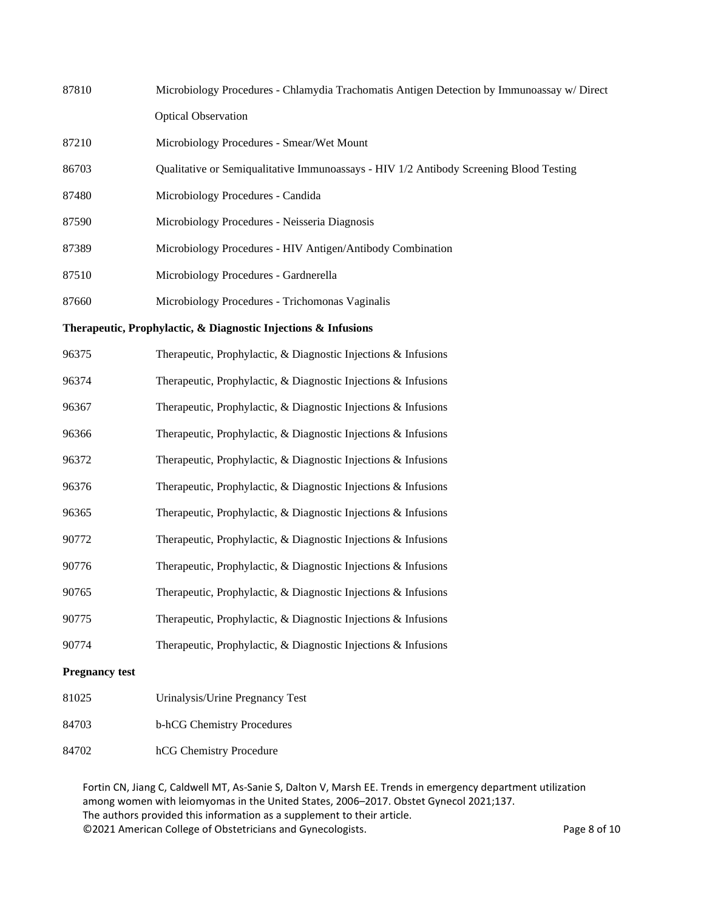| | |
|---|---|
| 87810 | Microbiology Procedures - Chlamydia Trachomatis Antigen Detection by Immunoassay w/ Direct Optical Observation |
| 87210 | Microbiology Procedures - Smear/Wet Mount |
| 86703 | Qualitative or Semiqualitative Immunoassays - HIV 1/2 Antibody Screening Blood Testing |
| 87480 | Microbiology Procedures - Candida |
| 87590 | Microbiology Procedures - Neisseria Diagnosis |
| 87389 | Microbiology Procedures - HIV Antigen/Antibody Combination |
| 87510 | Microbiology Procedures - Gardnerella |
| 87660 | Microbiology Procedures - Trichomonas Vaginalis |

**Therapeutic, Prophylactic, & Diagnostic Injections & Infusions**

| | |
|---|---|
| 96375 | Therapeutic, Prophylactic, & Diagnostic Injections & Infusions |
| 96374 | Therapeutic, Prophylactic, & Diagnostic Injections & Infusions |
| 96367 | Therapeutic, Prophylactic, & Diagnostic Injections & Infusions |
| 96366 | Therapeutic, Prophylactic, & Diagnostic Injections & Infusions |
| 96372 | Therapeutic, Prophylactic, & Diagnostic Injections & Infusions |
| 96376 | Therapeutic, Prophylactic, & Diagnostic Injections & Infusions |
| 96365 | Therapeutic, Prophylactic, & Diagnostic Injections & Infusions |
| 90772 | Therapeutic, Prophylactic, & Diagnostic Injections & Infusions |
| 90776 | Therapeutic, Prophylactic, & Diagnostic Injections & Infusions |
| 90765 | Therapeutic, Prophylactic, & Diagnostic Injections & Infusions |
| 90775 | Therapeutic, Prophylactic, & Diagnostic Injections & Infusions |
| 90774 | Therapeutic, Prophylactic, & Diagnostic Injections & Infusions |

**Pregnancy test**

| | |
|---|---|
| 81025 | Urinalysis/Urine Pregnancy Test |
| 84703 | b-hCG Chemistry Procedures |
| 84702 | hCG Chemistry Procedure |

Fortin CN, Jiang C, Caldwell MT, As-Sanie S, Dalton V, Marsh EE. Trends in emergency department utilization among women with leiomyomas in the United States, 2006–2017. Obstet Gynecol 2021;137.
The authors provided this information as a supplement to their article.
©2021 American College of Obstetricians and Gynecologists.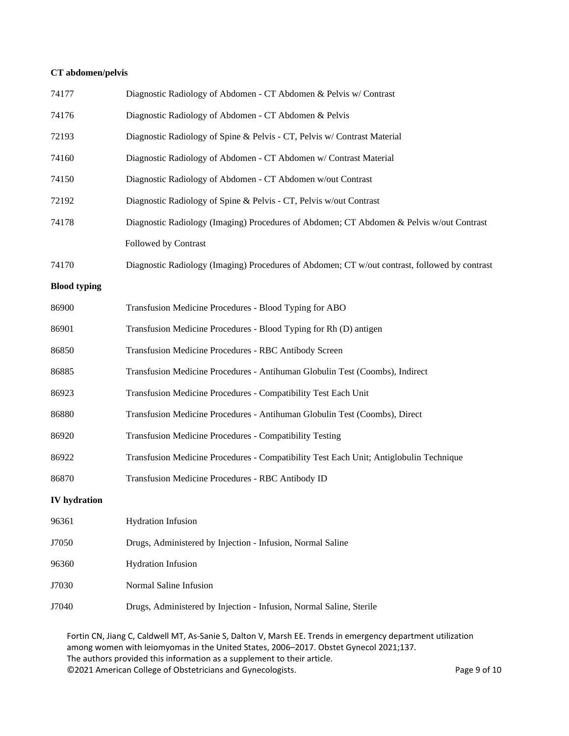**CT abdomen/pelvis**

| | |
|---|---|
| 74177 | Diagnostic Radiology of Abdomen - CT Abdomen & Pelvis w/ Contrast |
| 74176 | Diagnostic Radiology of Abdomen - CT Abdomen & Pelvis |
| 72193 | Diagnostic Radiology of Spine & Pelvis - CT, Pelvis w/ Contrast Material |
| 74160 | Diagnostic Radiology of Abdomen - CT Abdomen w/ Contrast Material |
| 74150 | Diagnostic Radiology of Abdomen - CT Abdomen w/out Contrast |
| 72192 | Diagnostic Radiology of Spine & Pelvis - CT, Pelvis w/out Contrast |
| 74178 | Diagnostic Radiology (Imaging) Procedures of Abdomen; CT Abdomen & Pelvis w/out Contrast Followed by Contrast |
| 74170 | Diagnostic Radiology (Imaging) Procedures of Abdomen; CT w/out contrast, followed by contrast |

**Blood typing**

| | |
|---|---|
| 86900 | Transfusion Medicine Procedures - Blood Typing for ABO |
| 86901 | Transfusion Medicine Procedures - Blood Typing for Rh (D) antigen |
| 86850 | Transfusion Medicine Procedures - RBC Antibody Screen |
| 86885 | Transfusion Medicine Procedures - Antihuman Globulin Test (Coombs), Indirect |
| 86923 | Transfusion Medicine Procedures - Compatibility Test Each Unit |
| 86880 | Transfusion Medicine Procedures - Antihuman Globulin Test (Coombs), Direct |
| 86920 | Transfusion Medicine Procedures - Compatibility Testing |
| 86922 | Transfusion Medicine Procedures - Compatibility Test Each Unit; Antiglobulin Technique |
| 86870 | Transfusion Medicine Procedures - RBC Antibody ID |

**IV hydration**

| | |
|---|---|
| 96361 | Hydration Infusion |
| J7050 | Drugs, Administered by Injection - Infusion, Normal Saline |
| 96360 | Hydration Infusion |
| J7030 | Normal Saline Infusion |
| J7040 | Drugs, Administered by Injection - Infusion, Normal Saline, Sterile |

Fortin CN, Jiang C, Caldwell MT, As-Sanie S, Dalton V, Marsh EE. Trends in emergency department utilization among women with leiomyomas in the United States, 2006–2017. Obstet Gynecol 2021;137.
The authors provided this information as a supplement to their article.
©2021 American College of Obstetricians and Gynecologists.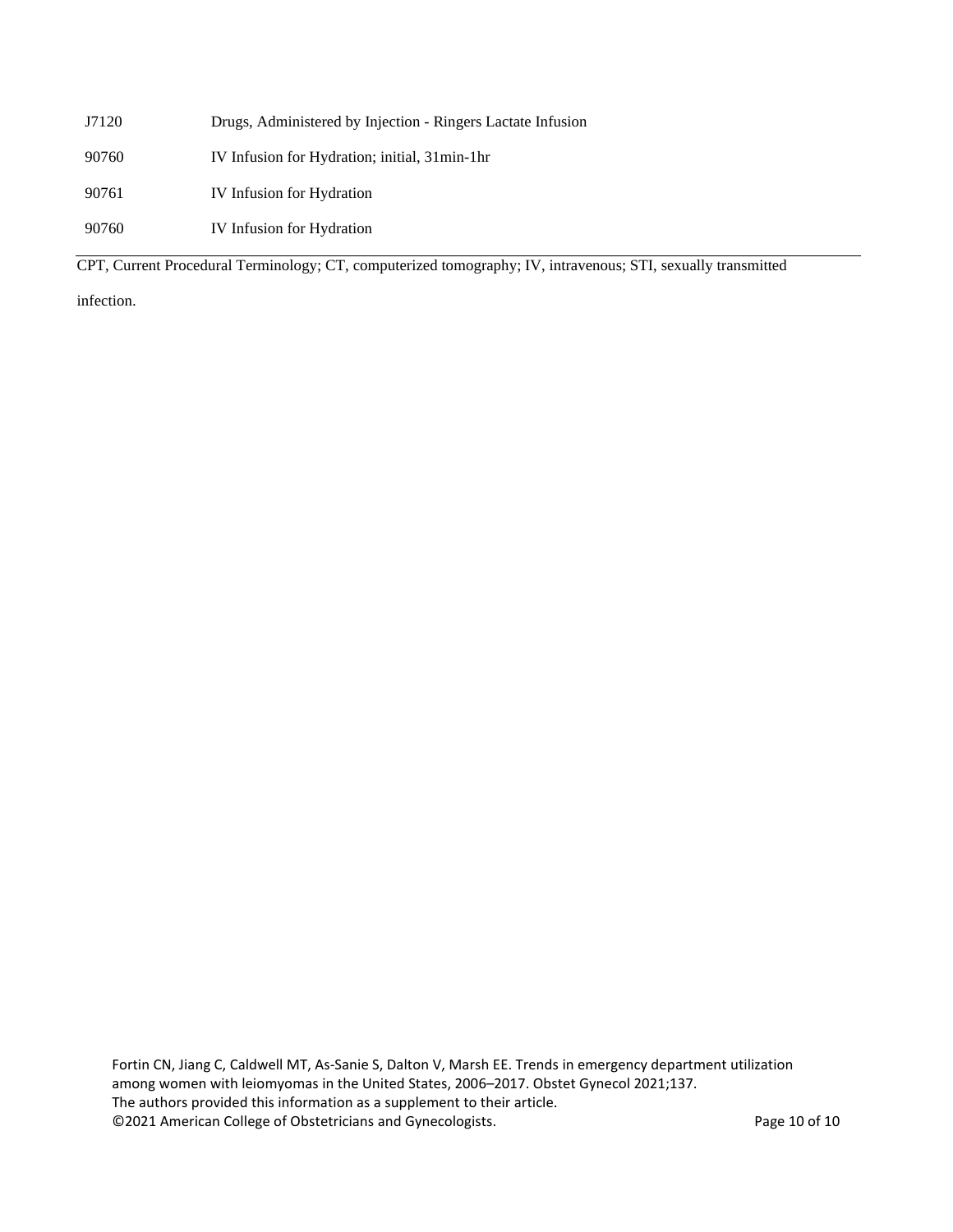| | |
|---|---|
| J7120 | Drugs, Administered by Injection - Ringers Lactate Infusion |
| 90760 | IV Infusion for Hydration; initial, 31min-1hr |
| 90761 | IV Infusion for Hydration |
| 90760 | IV Infusion for Hydration |

CPT, Current Procedural Terminology; CT, computerized tomography; IV, intravenous; STI, sexually transmitted infection.